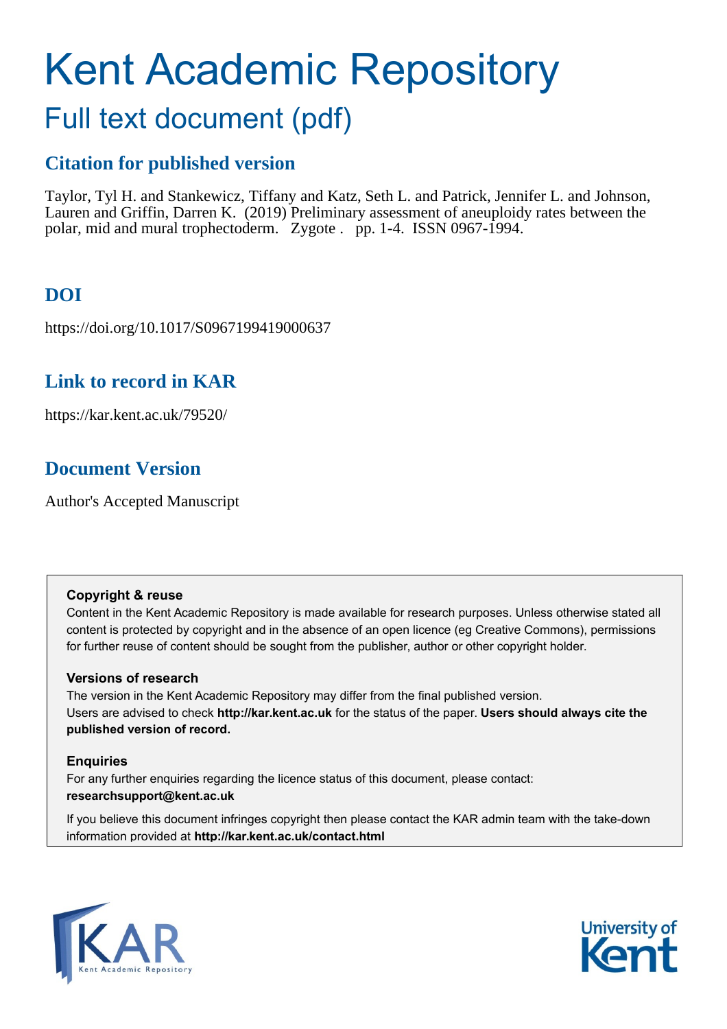# Kent Academic Repository

## Full text document (pdf)

### Citation for published version

Taylor, Tyl H. and Stankewicz, Tiffany and Katz, Seth L. and Patrick, Jennifer L. and Johnson, Lauren and Griffin, Darren K. (2019) Preliminary assessment of aneuploidy rates between the polar, mid and mural trophectoderm. Zygote . pp. 1-4. ISSN 0967-1994.

### DOI

https://doi.org/10.1017/S0967199419000637

### Link to record in KAR

https://kar.kent.ac.uk/79520/

### Document Version

Author's Accepted Manuscript

**Copyright & reuse**

Content in the Kent Academic Repository is made available for research purposes. Unless otherwise stated all content is protected by copyright and in the absence of an open licence (eg Creative Commons), permissions for further reuse of content should be sought from the publisher, author or other copyright holder.

**Versions of research**

The version in the Kent Academic Repository may differ from the final published version.
Users are advised to check **http://kar.kent.ac.uk** for the status of the paper. **Users should always cite the published version of record.**

**Enquiries**

For any further enquiries regarding the licence status of this document, please contact:
**researchsupport@kent.ac.uk**

If you believe this document infringes copyright then please contact the KAR admin team with the take-down information provided at **http://kar.kent.ac.uk/contact.html**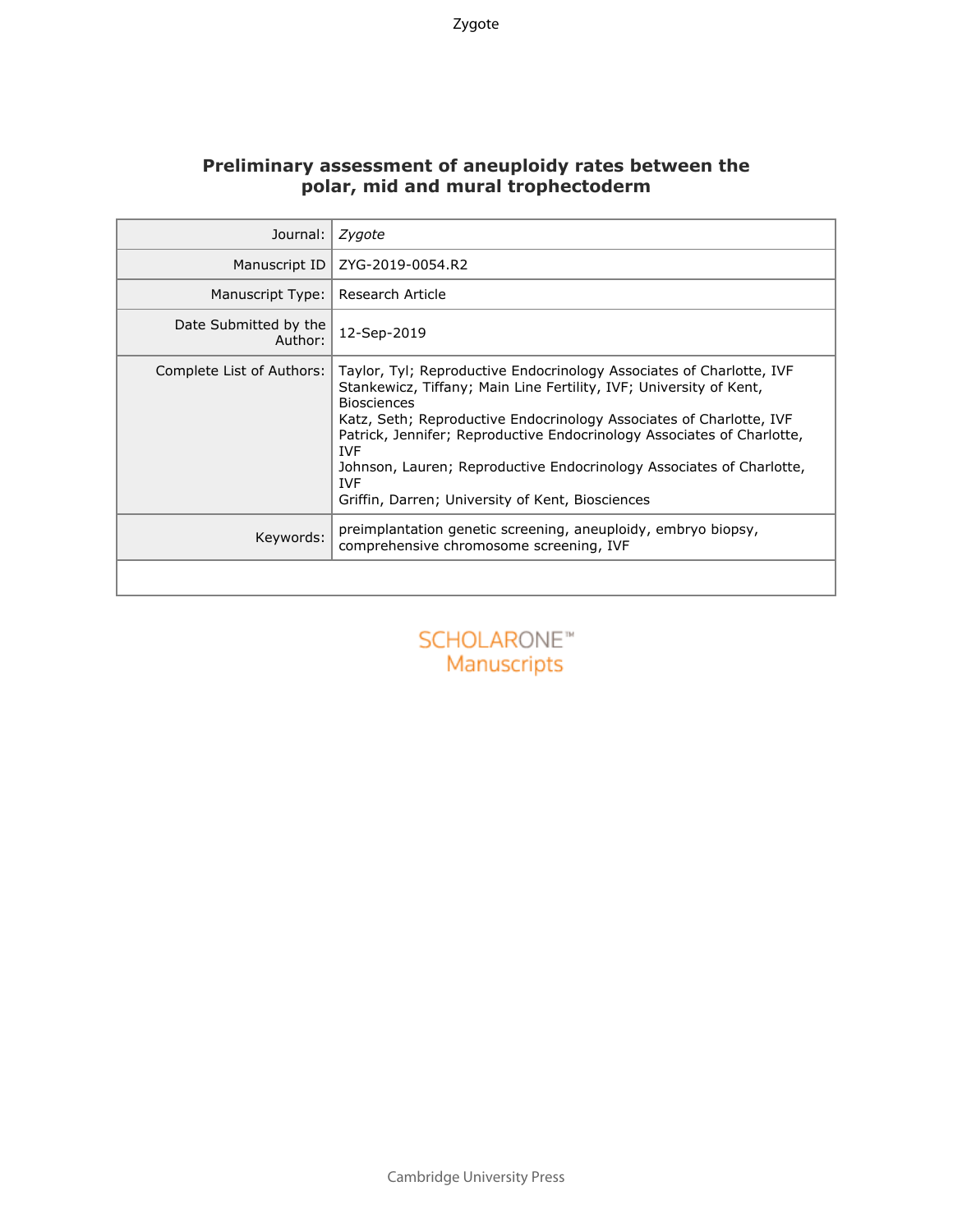# Preliminary assessment of aneuploidy rates between the polar, mid and mural trophectoderm

| | |
|---|---|
| Journal: | *Zygote* |
| Manuscript ID | ZYG-2019-0054.R2 |
| Manuscript Type: | Research Article |
| Date Submitted by the Author: | 12-Sep-2019 |
| Complete List of Authors: | Taylor, Tyl; Reproductive Endocrinology Associates of Charlotte, IVF<br>Stankewicz, Tiffany; Main Line Fertility, IVF; University of Kent, Biosciences<br>Katz, Seth; Reproductive Endocrinology Associates of Charlotte, IVF<br>Patrick, Jennifer; Reproductive Endocrinology Associates of Charlotte, IVF<br>Johnson, Lauren; Reproductive Endocrinology Associates of Charlotte, IVF<br>Griffin, Darren; University of Kent, Biosciences |
| Keywords: | preimplantation genetic screening, aneuploidy, embryo biopsy, comprehensive chromosome screening, IVF |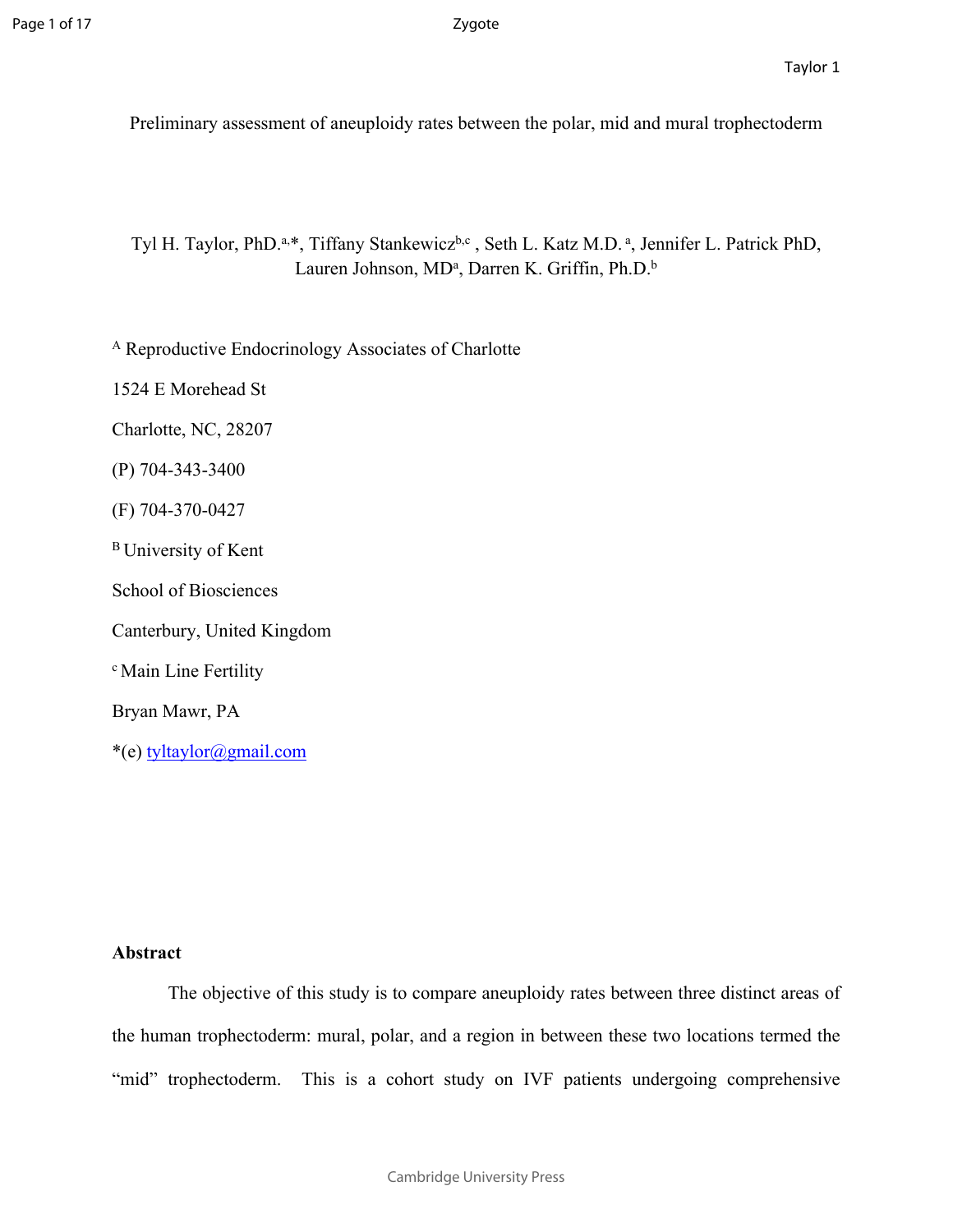Preliminary assessment of aneuploidy rates between the polar, mid and mural trophectoderm

Tyl H. Taylor, PhD.[a,*], Tiffany Stankewicz[b,c], Seth L. Katz M.D.[a], Jennifer L. Patrick PhD, Lauren Johnson, MD[a], Darren K. Griffin, Ph.D.[b]

[A] Reproductive Endocrinology Associates of Charlotte

1524 E Morehead St

Charlotte, NC, 28207

(P) 704-343-3400

(F) 704-370-0427

[B] University of Kent

School of Biosciences

Canterbury, United Kingdom

[c] Main Line Fertility

Bryan Mawr, PA

*(e) tyltaylor@gmail.com

**Abstract**

The objective of this study is to compare aneuploidy rates between three distinct areas of the human trophectoderm: mural, polar, and a region in between these two locations termed the "mid" trophectoderm. This is a cohort study on IVF patients undergoing comprehensive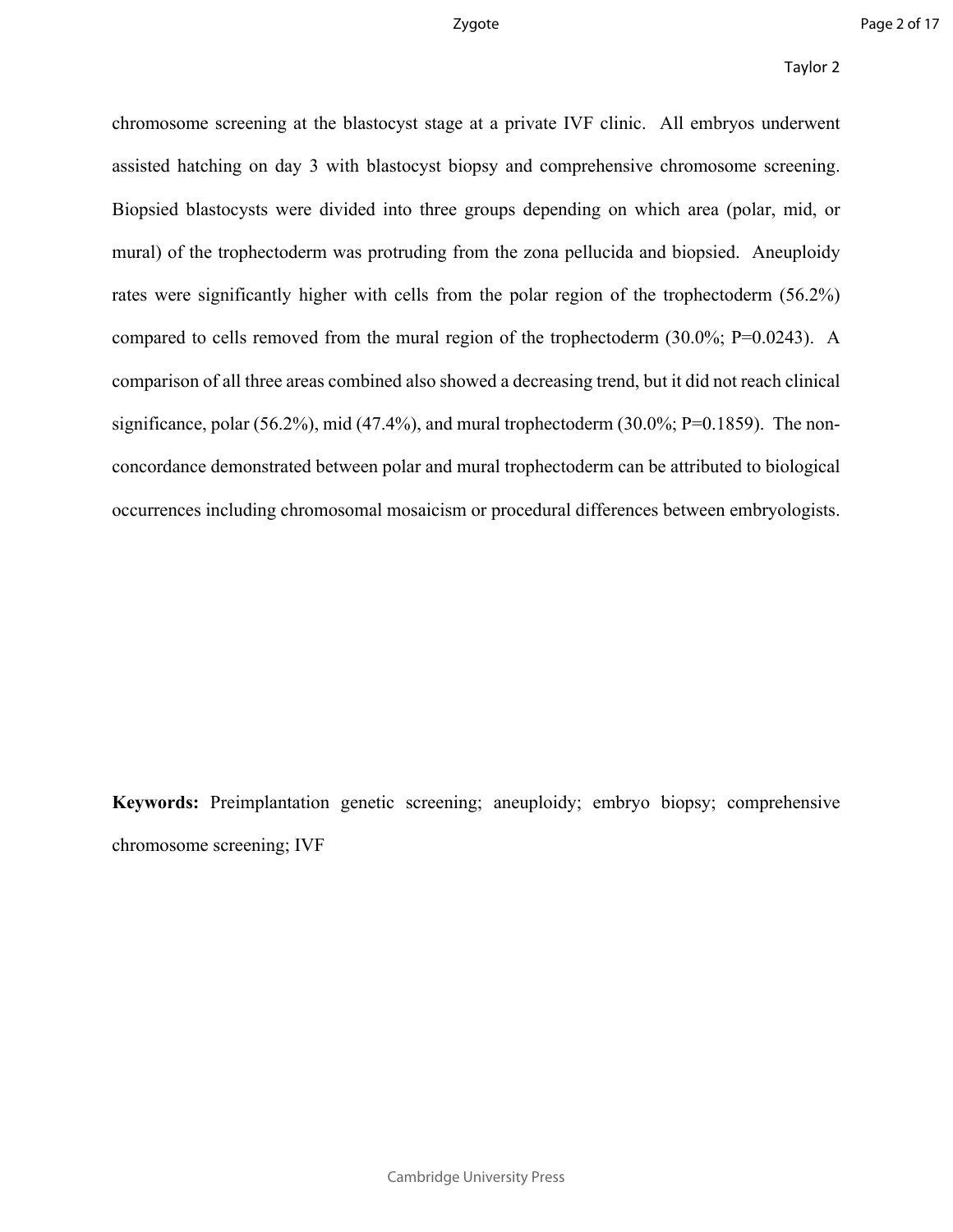chromosome screening at the blastocyst stage at a private IVF clinic. All embryos underwent assisted hatching on day 3 with blastocyst biopsy and comprehensive chromosome screening. Biopsied blastocysts were divided into three groups depending on which area (polar, mid, or mural) of the trophectoderm was protruding from the zona pellucida and biopsied. Aneuploidy rates were significantly higher with cells from the polar region of the trophectoderm (56.2%) compared to cells removed from the mural region of the trophectoderm (30.0%; P=0.0243). A comparison of all three areas combined also showed a decreasing trend, but it did not reach clinical significance, polar (56.2%), mid (47.4%), and mural trophectoderm (30.0%; P=0.1859). The non-concordance demonstrated between polar and mural trophectoderm can be attributed to biological occurrences including chromosomal mosaicism or procedural differences between embryologists.

**Keywords:** Preimplantation genetic screening; aneuploidy; embryo biopsy; comprehensive chromosome screening; IVF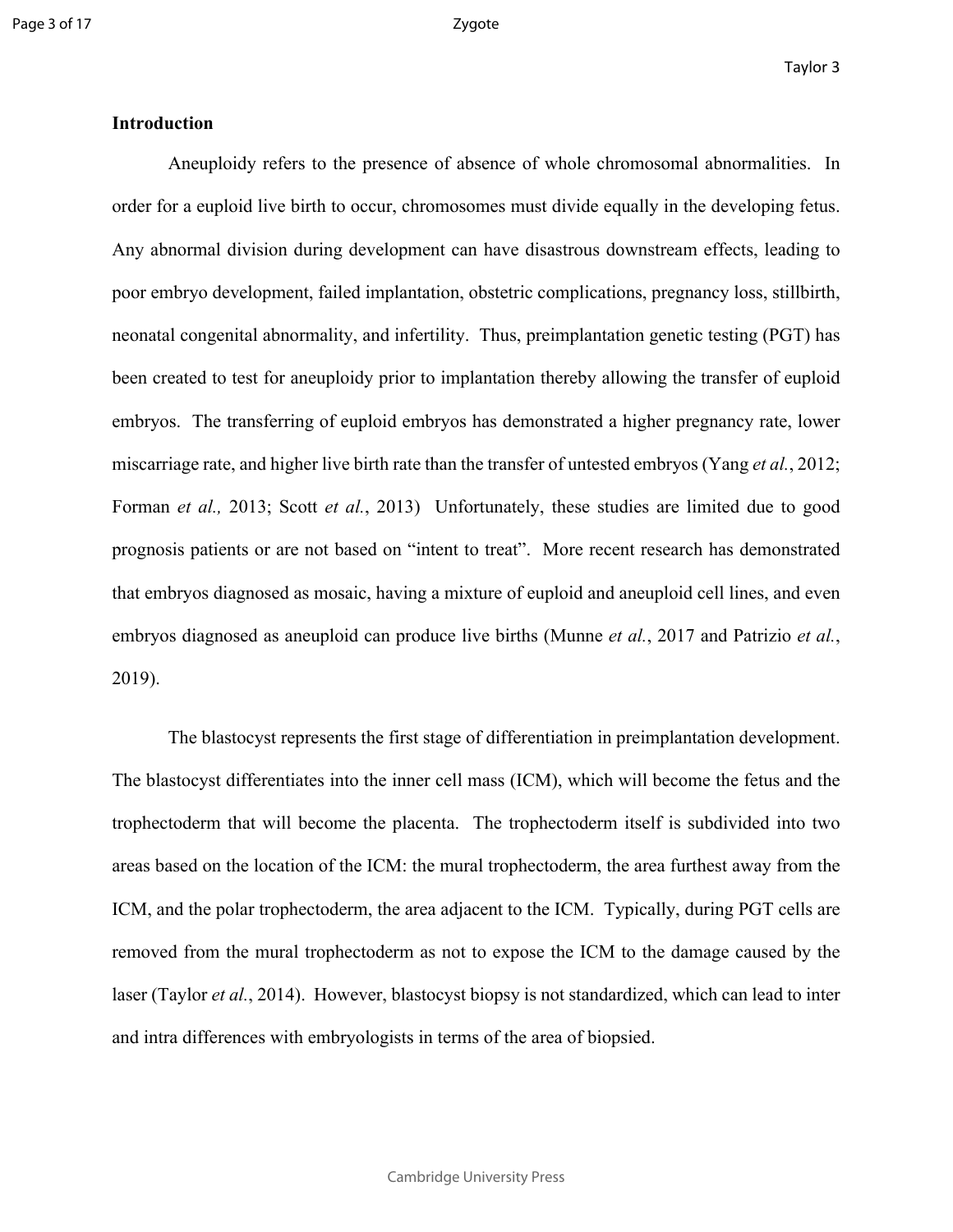**Introduction**

Aneuploidy refers to the presence of absence of whole chromosomal abnormalities. In order for a euploid live birth to occur, chromosomes must divide equally in the developing fetus. Any abnormal division during development can have disastrous downstream effects, leading to poor embryo development, failed implantation, obstetric complications, pregnancy loss, stillbirth, neonatal congenital abnormality, and infertility. Thus, preimplantation genetic testing (PGT) has been created to test for aneuploidy prior to implantation thereby allowing the transfer of euploid embryos. The transferring of euploid embryos has demonstrated a higher pregnancy rate, lower miscarriage rate, and higher live birth rate than the transfer of untested embryos (Yang *et al.*, 2012; Forman *et al.,* 2013; Scott *et al.*, 2013) Unfortunately, these studies are limited due to good prognosis patients or are not based on "intent to treat". More recent research has demonstrated that embryos diagnosed as mosaic, having a mixture of euploid and aneuploid cell lines, and even embryos diagnosed as aneuploid can produce live births (Munne *et al.*, 2017 and Patrizio *et al.*, 2019).

The blastocyst represents the first stage of differentiation in preimplantation development. The blastocyst differentiates into the inner cell mass (ICM), which will become the fetus and the trophectoderm that will become the placenta. The trophectoderm itself is subdivided into two areas based on the location of the ICM: the mural trophectoderm, the area furthest away from the ICM, and the polar trophectoderm, the area adjacent to the ICM. Typically, during PGT cells are removed from the mural trophectoderm as not to expose the ICM to the damage caused by the laser (Taylor *et al.*, 2014). However, blastocyst biopsy is not standardized, which can lead to inter and intra differences with embryologists in terms of the area of biopsied.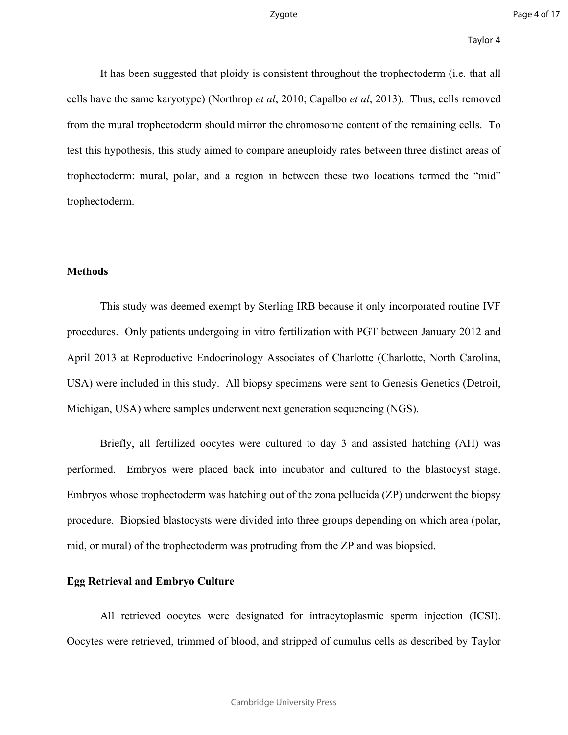It has been suggested that ploidy is consistent throughout the trophectoderm (i.e. that all cells have the same karyotype) (Northrop *et al*, 2010; Capalbo *et al*, 2013). Thus, cells removed from the mural trophectoderm should mirror the chromosome content of the remaining cells. To test this hypothesis, this study aimed to compare aneuploidy rates between three distinct areas of trophectoderm: mural, polar, and a region in between these two locations termed the "mid" trophectoderm.

## Methods

This study was deemed exempt by Sterling IRB because it only incorporated routine IVF procedures. Only patients undergoing in vitro fertilization with PGT between January 2012 and April 2013 at Reproductive Endocrinology Associates of Charlotte (Charlotte, North Carolina, USA) were included in this study. All biopsy specimens were sent to Genesis Genetics (Detroit, Michigan, USA) where samples underwent next generation sequencing (NGS).

Briefly, all fertilized oocytes were cultured to day 3 and assisted hatching (AH) was performed. Embryos were placed back into incubator and cultured to the blastocyst stage. Embryos whose trophectoderm was hatching out of the zona pellucida (ZP) underwent the biopsy procedure. Biopsied blastocysts were divided into three groups depending on which area (polar, mid, or mural) of the trophectoderm was protruding from the ZP and was biopsied.

## Egg Retrieval and Embryo Culture

All retrieved oocytes were designated for intracytoplasmic sperm injection (ICSI). Oocytes were retrieved, trimmed of blood, and stripped of cumulus cells as described by Taylor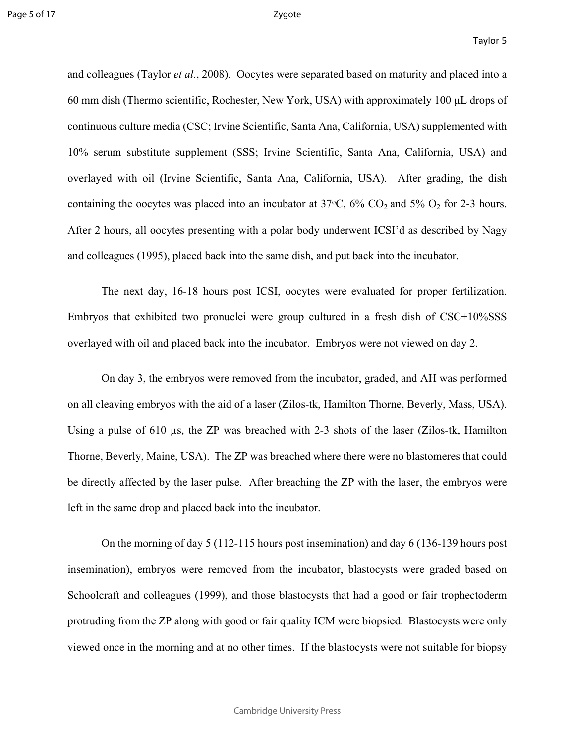and colleagues (Taylor *et al.*, 2008). Oocytes were separated based on maturity and placed into a 60 mm dish (Thermo scientific, Rochester, New York, USA) with approximately 100 µL drops of continuous culture media (CSC; Irvine Scientific, Santa Ana, California, USA) supplemented with 10% serum substitute supplement (SSS; Irvine Scientific, Santa Ana, California, USA) and overlayed with oil (Irvine Scientific, Santa Ana, California, USA). After grading, the dish containing the oocytes was placed into an incubator at 37°C, 6% $CO_2$ and 5% $O_2$ for 2-3 hours. After 2 hours, all oocytes presenting with a polar body underwent ICSI'd as described by Nagy and colleagues (1995), placed back into the same dish, and put back into the incubator.

The next day, 16-18 hours post ICSI, oocytes were evaluated for proper fertilization. Embryos that exhibited two pronuclei were group cultured in a fresh dish of CSC+10%SSS overlayed with oil and placed back into the incubator. Embryos were not viewed on day 2.

On day 3, the embryos were removed from the incubator, graded, and AH was performed on all cleaving embryos with the aid of a laser (Zilos-tk, Hamilton Thorne, Beverly, Mass, USA). Using a pulse of 610 µs, the ZP was breached with 2-3 shots of the laser (Zilos-tk, Hamilton Thorne, Beverly, Maine, USA). The ZP was breached where there were no blastomeres that could be directly affected by the laser pulse. After breaching the ZP with the laser, the embryos were left in the same drop and placed back into the incubator.

On the morning of day 5 (112-115 hours post insemination) and day 6 (136-139 hours post insemination), embryos were removed from the incubator, blastocysts were graded based on Schoolcraft and colleagues (1999), and those blastocysts that had a good or fair trophectoderm protruding from the ZP along with good or fair quality ICM were biopsied. Blastocysts were only viewed once in the morning and at no other times. If the blastocysts were not suitable for biopsy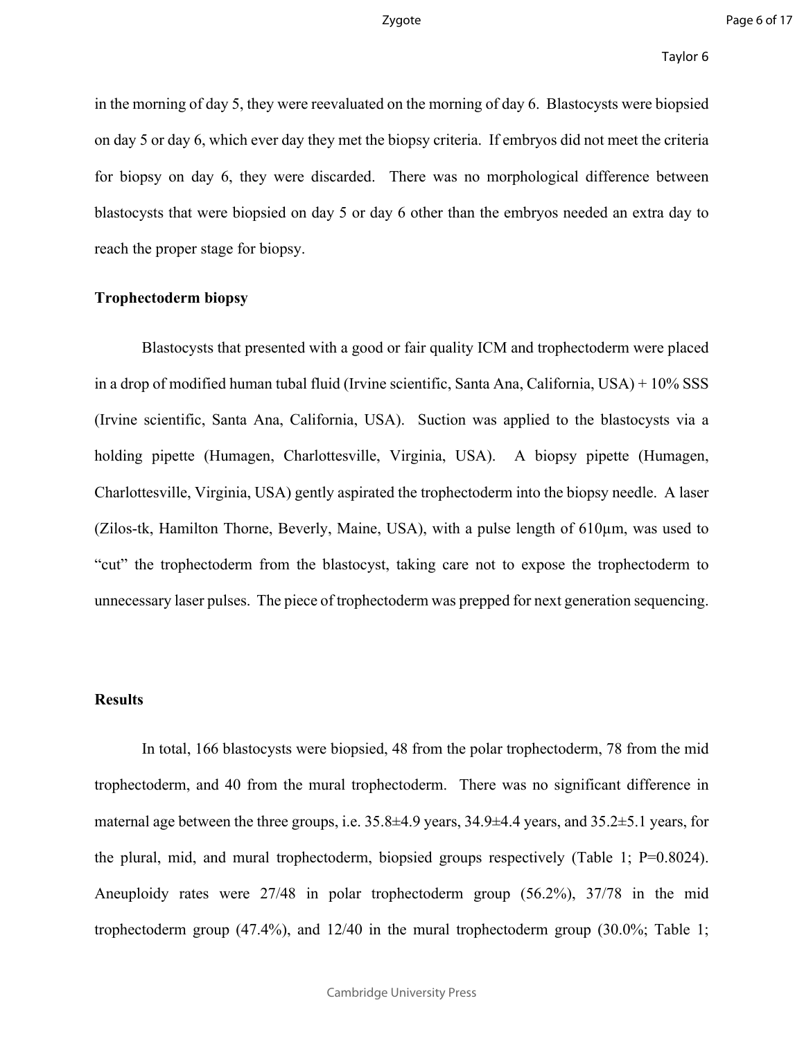in the morning of day 5, they were reevaluated on the morning of day 6. Blastocysts were biopsied on day 5 or day 6, which ever day they met the biopsy criteria. If embryos did not meet the criteria for biopsy on day 6, they were discarded. There was no morphological difference between blastocysts that were biopsied on day 5 or day 6 other than the embryos needed an extra day to reach the proper stage for biopsy.

### Trophectoderm biopsy

Blastocysts that presented with a good or fair quality ICM and trophectoderm were placed in a drop of modified human tubal fluid (Irvine scientific, Santa Ana, California, USA) + 10% SSS (Irvine scientific, Santa Ana, California, USA). Suction was applied to the blastocysts via a holding pipette (Humagen, Charlottesville, Virginia, USA). A biopsy pipette (Humagen, Charlottesville, Virginia, USA) gently aspirated the trophectoderm into the biopsy needle. A laser (Zilos-tk, Hamilton Thorne, Beverly, Maine, USA), with a pulse length of 610μm, was used to "cut" the trophectoderm from the blastocyst, taking care not to expose the trophectoderm to unnecessary laser pulses. The piece of trophectoderm was prepped for next generation sequencing.

## Results

In total, 166 blastocysts were biopsied, 48 from the polar trophectoderm, 78 from the mid trophectoderm, and 40 from the mural trophectoderm. There was no significant difference in maternal age between the three groups, i.e. 35.8±4.9 years, 34.9±4.4 years, and 35.2±5.1 years, for the plural, mid, and mural trophectoderm, biopsied groups respectively (Table 1; P=0.8024). Aneuploidy rates were 27/48 in polar trophectoderm group (56.2%), 37/78 in the mid trophectoderm group (47.4%), and 12/40 in the mural trophectoderm group (30.0%; Table 1;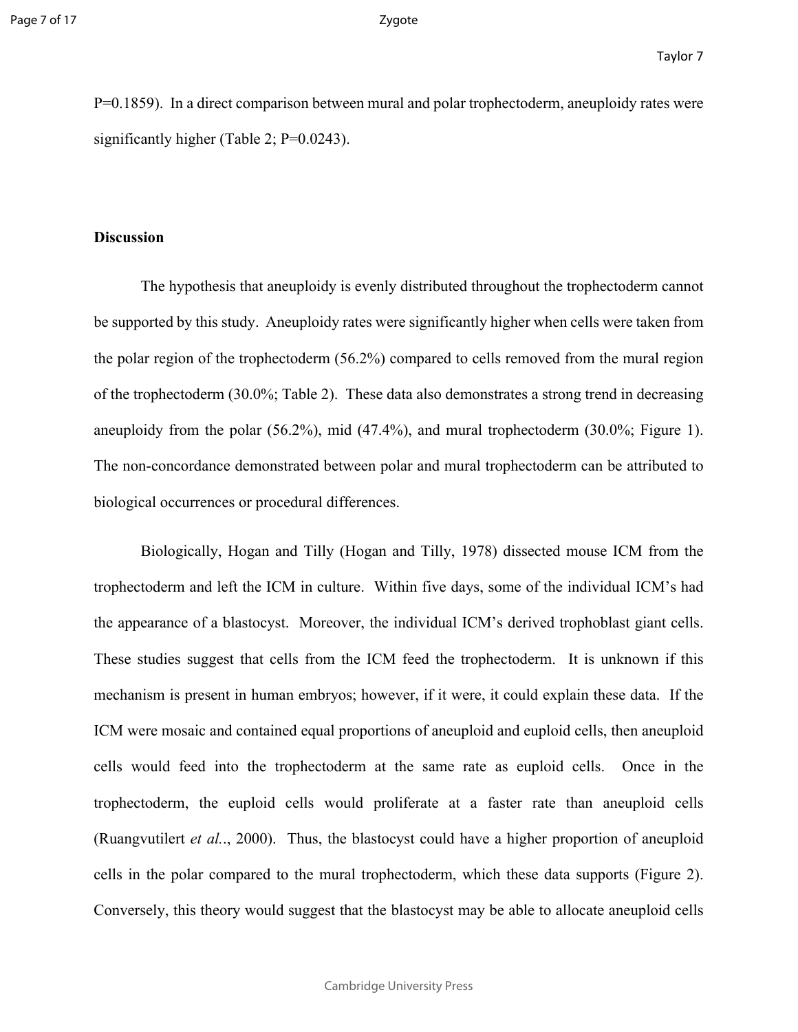P=0.1859). In a direct comparison between mural and polar trophectoderm, aneuploidy rates were significantly higher (Table 2; P=0.0243).

## Discussion

The hypothesis that aneuploidy is evenly distributed throughout the trophectoderm cannot be supported by this study. Aneuploidy rates were significantly higher when cells were taken from the polar region of the trophectoderm (56.2%) compared to cells removed from the mural region of the trophectoderm (30.0%; Table 2). These data also demonstrates a strong trend in decreasing aneuploidy from the polar (56.2%), mid (47.4%), and mural trophectoderm (30.0%; Figure 1). The non-concordance demonstrated between polar and mural trophectoderm can be attributed to biological occurrences or procedural differences.

Biologically, Hogan and Tilly (Hogan and Tilly, 1978) dissected mouse ICM from the trophectoderm and left the ICM in culture. Within five days, some of the individual ICM's had the appearance of a blastocyst. Moreover, the individual ICM's derived trophoblast giant cells. These studies suggest that cells from the ICM feed the trophectoderm. It is unknown if this mechanism is present in human embryos; however, if it were, it could explain these data. If the ICM were mosaic and contained equal proportions of aneuploid and euploid cells, then aneuploid cells would feed into the trophectoderm at the same rate as euploid cells. Once in the trophectoderm, the euploid cells would proliferate at a faster rate than aneuploid cells (Ruangvutilert *et al.*., 2000). Thus, the blastocyst could have a higher proportion of aneuploid cells in the polar compared to the mural trophectoderm, which these data supports (Figure 2). Conversely, this theory would suggest that the blastocyst may be able to allocate aneuploid cells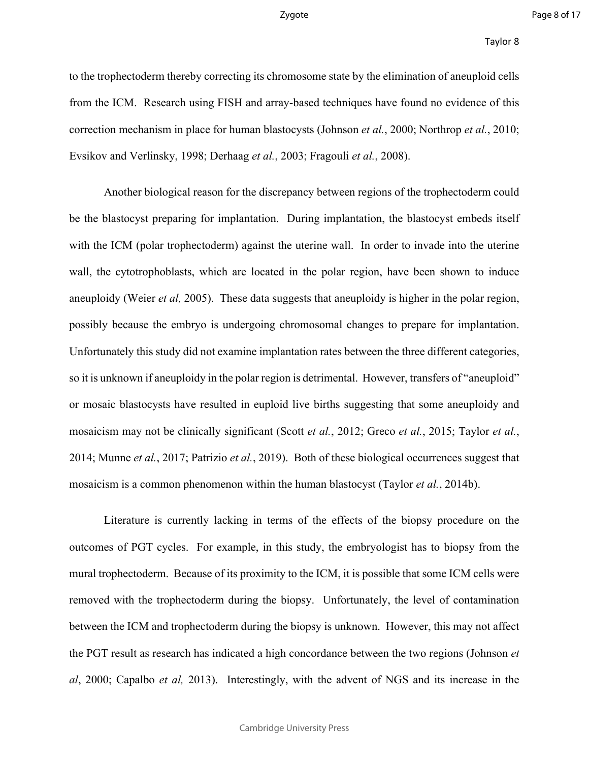to the trophectoderm thereby correcting its chromosome state by the elimination of aneuploid cells from the ICM. Research using FISH and array-based techniques have found no evidence of this correction mechanism in place for human blastocysts (Johnson *et al.*, 2000; Northrop *et al.*, 2010; Evsikov and Verlinsky, 1998; Derhaag *et al.*, 2003; Fragouli *et al.*, 2008).

Another biological reason for the discrepancy between regions of the trophectoderm could be the blastocyst preparing for implantation. During implantation, the blastocyst embeds itself with the ICM (polar trophectoderm) against the uterine wall. In order to invade into the uterine wall, the cytotrophoblasts, which are located in the polar region, have been shown to induce aneuploidy (Weier *et al,* 2005). These data suggests that aneuploidy is higher in the polar region, possibly because the embryo is undergoing chromosomal changes to prepare for implantation. Unfortunately this study did not examine implantation rates between the three different categories, so it is unknown if aneuploidy in the polar region is detrimental. However, transfers of "aneuploid" or mosaic blastocysts have resulted in euploid live births suggesting that some aneuploidy and mosaicism may not be clinically significant (Scott *et al.*, 2012; Greco *et al.*, 2015; Taylor *et al.*, 2014; Munne *et al.*, 2017; Patrizio *et al.*, 2019). Both of these biological occurrences suggest that mosaicism is a common phenomenon within the human blastocyst (Taylor *et al.*, 2014b).

Literature is currently lacking in terms of the effects of the biopsy procedure on the outcomes of PGT cycles. For example, in this study, the embryologist has to biopsy from the mural trophectoderm. Because of its proximity to the ICM, it is possible that some ICM cells were removed with the trophectoderm during the biopsy. Unfortunately, the level of contamination between the ICM and trophectoderm during the biopsy is unknown. However, this may not affect the PGT result as research has indicated a high concordance between the two regions (Johnson *et al*, 2000; Capalbo *et al,* 2013). Interestingly, with the advent of NGS and its increase in the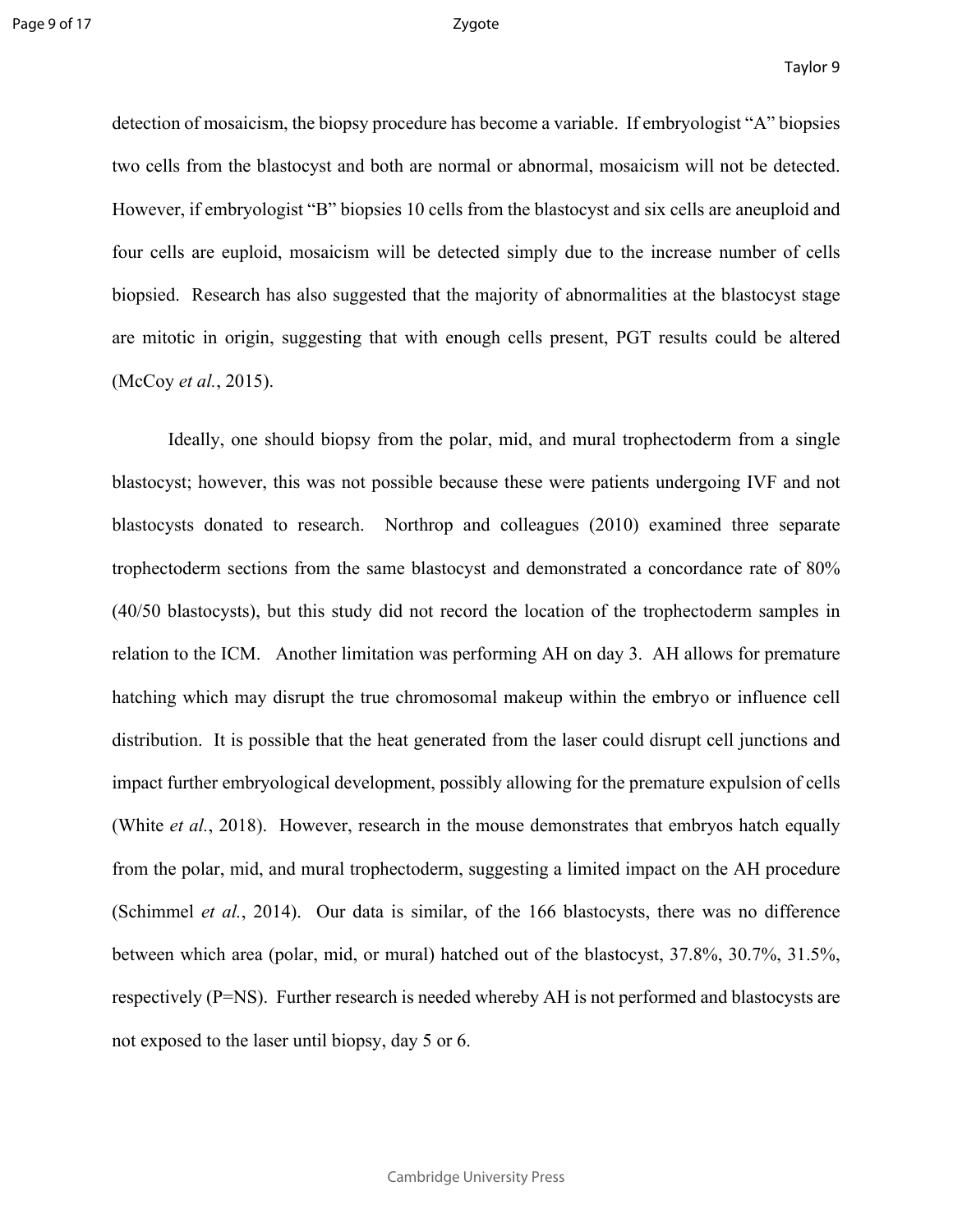detection of mosaicism, the biopsy procedure has become a variable. If embryologist "A" biopsies two cells from the blastocyst and both are normal or abnormal, mosaicism will not be detected. However, if embryologist "B" biopsies 10 cells from the blastocyst and six cells are aneuploid and four cells are euploid, mosaicism will be detected simply due to the increase number of cells biopsied. Research has also suggested that the majority of abnormalities at the blastocyst stage are mitotic in origin, suggesting that with enough cells present, PGT results could be altered (McCoy *et al.*, 2015).

Ideally, one should biopsy from the polar, mid, and mural trophectoderm from a single blastocyst; however, this was not possible because these were patients undergoing IVF and not blastocysts donated to research. Northrop and colleagues (2010) examined three separate trophectoderm sections from the same blastocyst and demonstrated a concordance rate of 80% (40/50 blastocysts), but this study did not record the location of the trophectoderm samples in relation to the ICM. Another limitation was performing AH on day 3. AH allows for premature hatching which may disrupt the true chromosomal makeup within the embryo or influence cell distribution. It is possible that the heat generated from the laser could disrupt cell junctions and impact further embryological development, possibly allowing for the premature expulsion of cells (White *et al.*, 2018). However, research in the mouse demonstrates that embryos hatch equally from the polar, mid, and mural trophectoderm, suggesting a limited impact on the AH procedure (Schimmel *et al.*, 2014). Our data is similar, of the 166 blastocysts, there was no difference between which area (polar, mid, or mural) hatched out of the blastocyst, 37.8%, 30.7%, 31.5%, respectively (P=NS). Further research is needed whereby AH is not performed and blastocysts are not exposed to the laser until biopsy, day 5 or 6.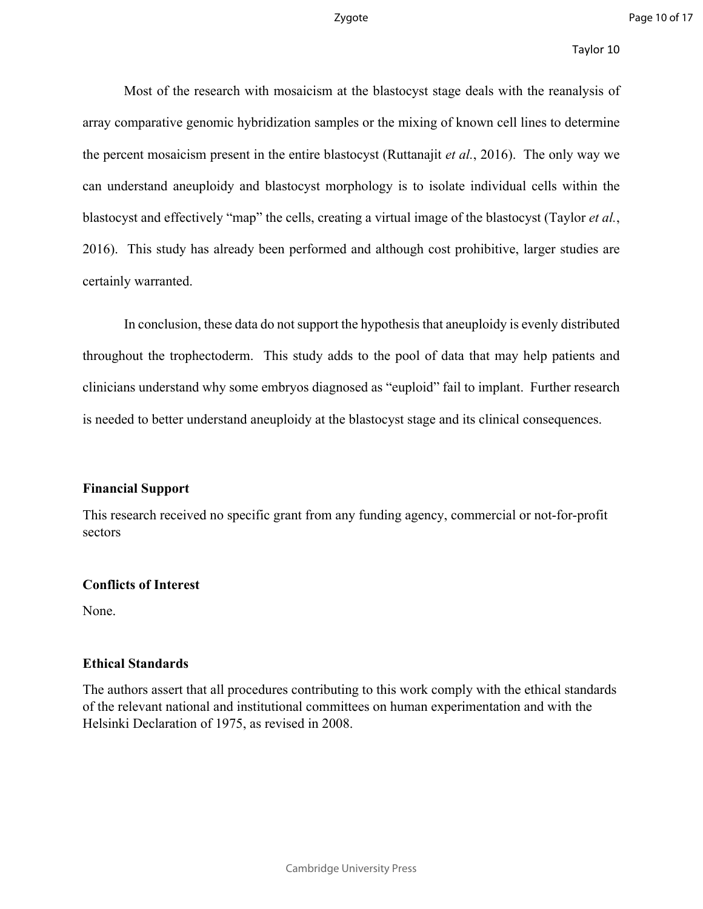Most of the research with mosaicism at the blastocyst stage deals with the reanalysis of array comparative genomic hybridization samples or the mixing of known cell lines to determine the percent mosaicism present in the entire blastocyst (Ruttanajit *et al.*, 2016). The only way we can understand aneuploidy and blastocyst morphology is to isolate individual cells within the blastocyst and effectively "map" the cells, creating a virtual image of the blastocyst (Taylor *et al.*, 2016). This study has already been performed and although cost prohibitive, larger studies are certainly warranted.

In conclusion, these data do not support the hypothesis that aneuploidy is evenly distributed throughout the trophectoderm. This study adds to the pool of data that may help patients and clinicians understand why some embryos diagnosed as "euploid" fail to implant. Further research is needed to better understand aneuploidy at the blastocyst stage and its clinical consequences.

**Financial Support**

This research received no specific grant from any funding agency, commercial or not-for-profit sectors

**Conflicts of Interest**

None.

**Ethical Standards**

The authors assert that all procedures contributing to this work comply with the ethical standards of the relevant national and institutional committees on human experimentation and with the Helsinki Declaration of 1975, as revised in 2008.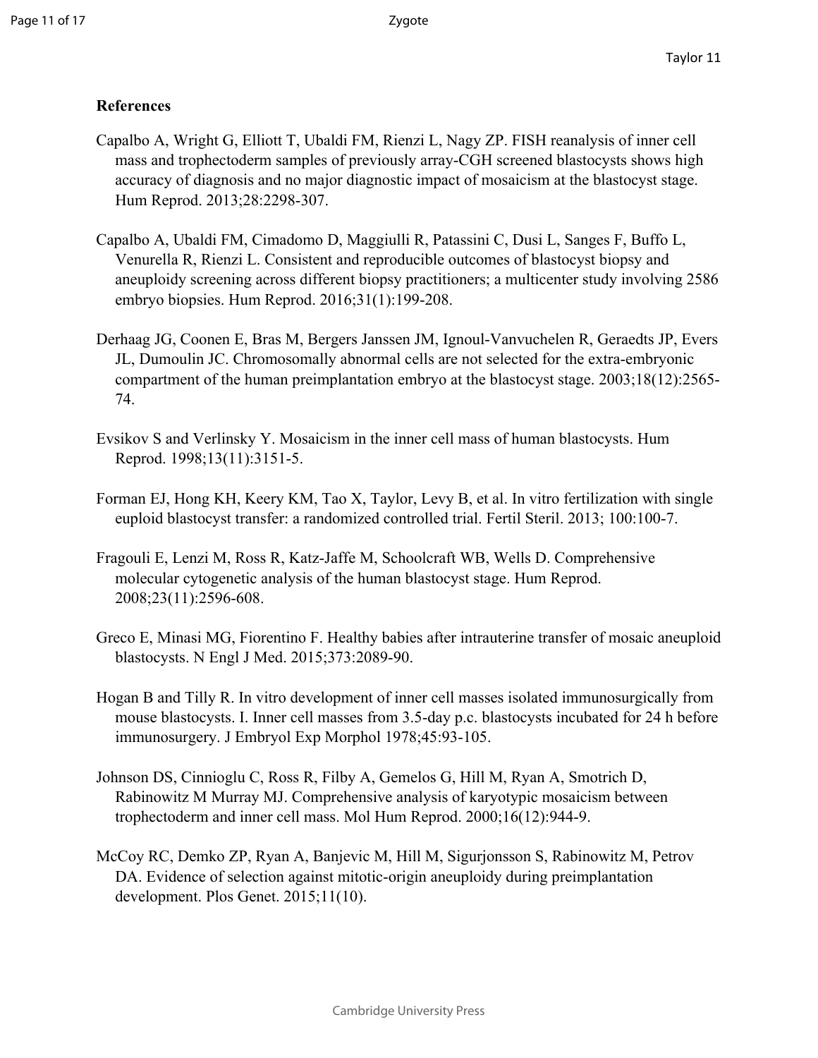**References**

Capalbo A, Wright G, Elliott T, Ubaldi FM, Rienzi L, Nagy ZP. FISH reanalysis of inner cell mass and trophectoderm samples of previously array-CGH screened blastocysts shows high accuracy of diagnosis and no major diagnostic impact of mosaicism at the blastocyst stage. Hum Reprod. 2013;28:2298-307.

Capalbo A, Ubaldi FM, Cimadomo D, Maggiulli R, Patassini C, Dusi L, Sanges F, Buffo L, Venurella R, Rienzi L. Consistent and reproducible outcomes of blastocyst biopsy and aneuploidy screening across different biopsy practitioners; a multicenter study involving 2586 embryo biopsies. Hum Reprod. 2016;31(1):199-208.

Derhaag JG, Coonen E, Bras M, Bergers Janssen JM, Ignoul-Vanvuchelen R, Geraedts JP, Evers JL, Dumoulin JC. Chromosomally abnormal cells are not selected for the extra-embryonic compartment of the human preimplantation embryo at the blastocyst stage. 2003;18(12):2565-74.

Evsikov S and Verlinsky Y. Mosaicism in the inner cell mass of human blastocysts. Hum Reprod. 1998;13(11):3151-5.

Forman EJ, Hong KH, Keery KM, Tao X, Taylor, Levy B, et al. In vitro fertilization with single euploid blastocyst transfer: a randomized controlled trial. Fertil Steril. 2013; 100:100-7.

Fragouli E, Lenzi M, Ross R, Katz-Jaffe M, Schoolcraft WB, Wells D. Comprehensive molecular cytogenetic analysis of the human blastocyst stage. Hum Reprod. 2008;23(11):2596-608.

Greco E, Minasi MG, Fiorentino F. Healthy babies after intrauterine transfer of mosaic aneuploid blastocysts. N Engl J Med. 2015;373:2089-90.

Hogan B and Tilly R. In vitro development of inner cell masses isolated immunosurgically from mouse blastocysts. I. Inner cell masses from 3.5-day p.c. blastocysts incubated for 24 h before immunosurgery. J Embryol Exp Morphol 1978;45:93-105.

Johnson DS, Cinnioglu C, Ross R, Filby A, Gemelos G, Hill M, Ryan A, Smotrich D, Rabinowitz M Murray MJ. Comprehensive analysis of karyotypic mosaicism between trophectoderm and inner cell mass. Mol Hum Reprod. 2000;16(12):944-9.

McCoy RC, Demko ZP, Ryan A, Banjevic M, Hill M, Sigurjonsson S, Rabinowitz M, Petrov DA. Evidence of selection against mitotic-origin aneuploidy during preimplantation development. Plos Genet. 2015;11(10).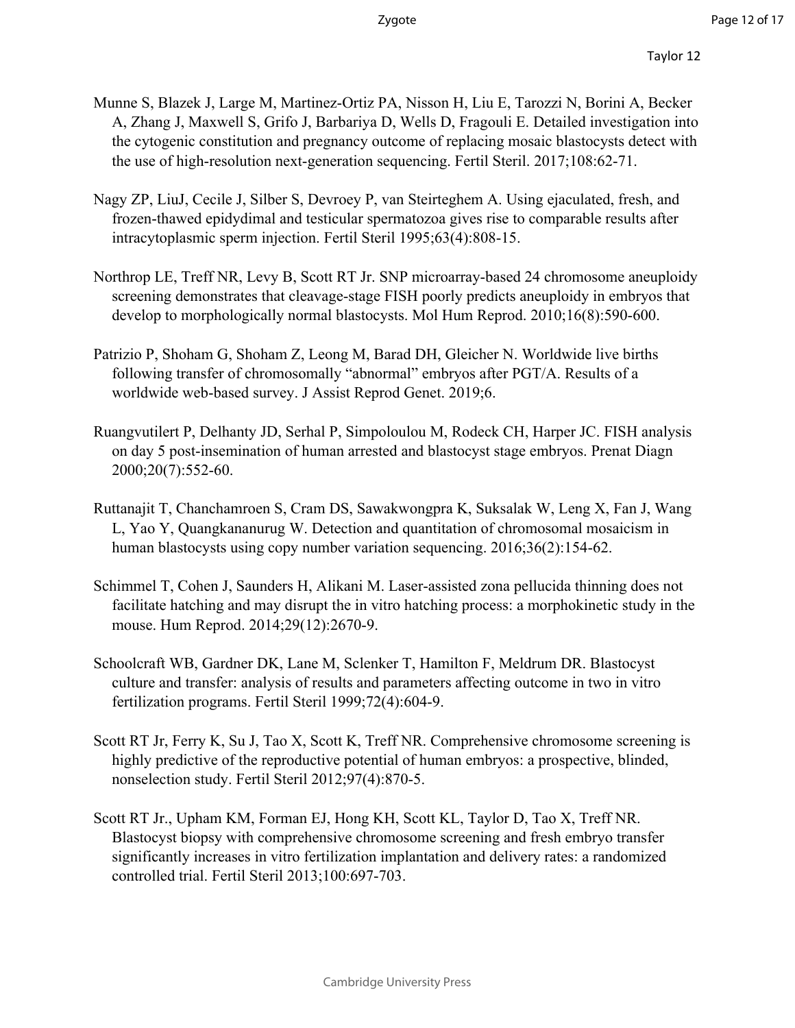Munne S, Blazek J, Large M, Martinez-Ortiz PA, Nisson H, Liu E, Tarozzi N, Borini A, Becker A, Zhang J, Maxwell S, Grifo J, Barbariya D, Wells D, Fragouli E. Detailed investigation into the cytogenic constitution and pregnancy outcome of replacing mosaic blastocysts detect with the use of high-resolution next-generation sequencing. Fertil Steril. 2017;108:62-71.

Nagy ZP, LiuJ, Cecile J, Silber S, Devroey P, van Steirteghem A. Using ejaculated, fresh, and frozen-thawed epididymal and testicular spermatozoa gives rise to comparable results after intracytoplasmic sperm injection. Fertil Steril 1995;63(4):808-15.

Northrop LE, Treff NR, Levy B, Scott RT Jr. SNP microarray-based 24 chromosome aneuploidy screening demonstrates that cleavage-stage FISH poorly predicts aneuploidy in embryos that develop to morphologically normal blastocysts. Mol Hum Reprod. 2010;16(8):590-600.

Patrizio P, Shoham G, Shoham Z, Leong M, Barad DH, Gleicher N. Worldwide live births following transfer of chromosomally "abnormal" embryos after PGT/A. Results of a worldwide web-based survey. J Assist Reprod Genet. 2019;6.

Ruangvutilert P, Delhanty JD, Serhal P, Simpoloulou M, Rodeck CH, Harper JC. FISH analysis on day 5 post-insemination of human arrested and blastocyst stage embryos. Prenat Diagn 2000;20(7):552-60.

Ruttanajit T, Chanchamroen S, Cram DS, Sawakwongpra K, Suksalak W, Leng X, Fan J, Wang L, Yao Y, Quangkananurug W. Detection and quantitation of chromosomal mosaicism in human blastocysts using copy number variation sequencing. 2016;36(2):154-62.

Schimmel T, Cohen J, Saunders H, Alikani M. Laser-assisted zona pellucida thinning does not facilitate hatching and may disrupt the in vitro hatching process: a morphokinetic study in the mouse. Hum Reprod. 2014;29(12):2670-9.

Schoolcraft WB, Gardner DK, Lane M, Sclenker T, Hamilton F, Meldrum DR. Blastocyst culture and transfer: analysis of results and parameters affecting outcome in two in vitro fertilization programs. Fertil Steril 1999;72(4):604-9.

Scott RT Jr, Ferry K, Su J, Tao X, Scott K, Treff NR. Comprehensive chromosome screening is highly predictive of the reproductive potential of human embryos: a prospective, blinded, nonselection study. Fertil Steril 2012;97(4):870-5.

Scott RT Jr., Upham KM, Forman EJ, Hong KH, Scott KL, Taylor D, Tao X, Treff NR. Blastocyst biopsy with comprehensive chromosome screening and fresh embryo transfer significantly increases in vitro fertilization implantation and delivery rates: a randomized controlled trial. Fertil Steril 2013;100:697-703.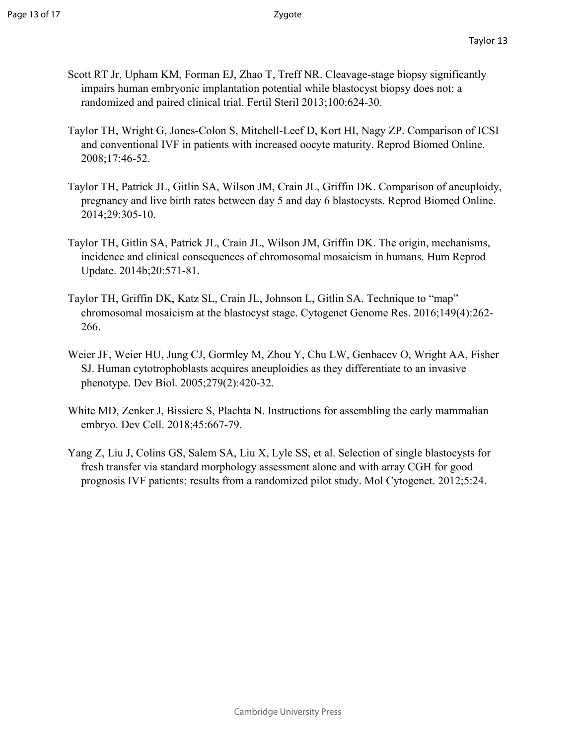Scott RT Jr, Upham KM, Forman EJ, Zhao T, Treff NR. Cleavage-stage biopsy significantly impairs human embryonic implantation potential while blastocyst biopsy does not: a randomized and paired clinical trial. Fertil Steril 2013;100:624-30.

Taylor TH, Wright G, Jones-Colon S, Mitchell-Leef D, Kort HI, Nagy ZP. Comparison of ICSI and conventional IVF in patients with increased oocyte maturity. Reprod Biomed Online. 2008;17:46-52.

Taylor TH, Patrick JL, Gitlin SA, Wilson JM, Crain JL, Griffin DK. Comparison of aneuploidy, pregnancy and live birth rates between day 5 and day 6 blastocysts. Reprod Biomed Online. 2014;29:305-10.

Taylor TH, Gitlin SA, Patrick JL, Crain JL, Wilson JM, Griffin DK. The origin, mechanisms, incidence and clinical consequences of chromosomal mosaicism in humans. Hum Reprod Update. 2014b;20:571-81.

Taylor TH, Griffin DK, Katz SL, Crain JL, Johnson L, Gitlin SA. Technique to "map" chromosomal mosaicism at the blastocyst stage. Cytogenet Genome Res. 2016;149(4):262-266.

Weier JF, Weier HU, Jung CJ, Gormley M, Zhou Y, Chu LW, Genbacev O, Wright AA, Fisher SJ. Human cytotrophoblasts acquires aneuploidies as they differentiate to an invasive phenotype. Dev Biol. 2005;279(2):420-32.

White MD, Zenker J, Bissiere S, Plachta N. Instructions for assembling the early mammalian embryo. Dev Cell. 2018;45:667-79.

Yang Z, Liu J, Colins GS, Salem SA, Liu X, Lyle SS, et al. Selection of single blastocysts for fresh transfer via standard morphology assessment alone and with array CGH for good prognosis IVF patients: results from a randomized pilot study. Mol Cytogenet. 2012;5:24.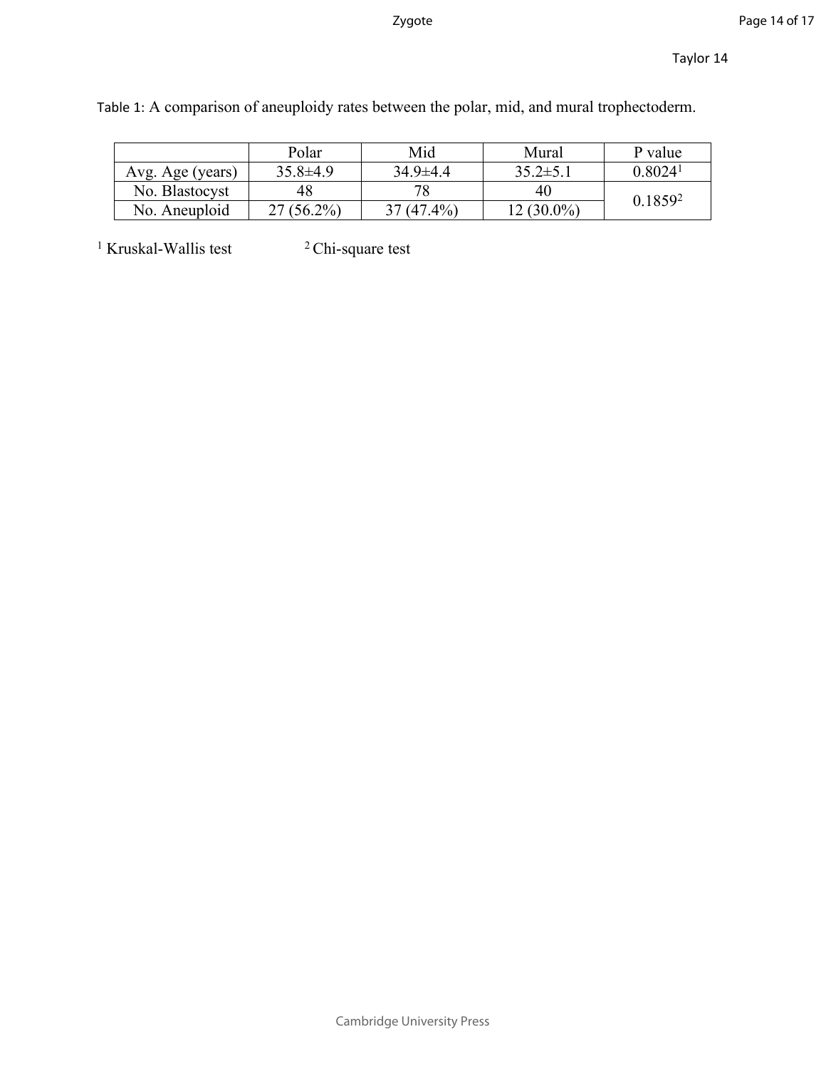Table 1: A comparison of aneuploidy rates between the polar, mid, and mural trophectoderm.

| | Polar | Mid | Mural | P value |
|---|---|---|---|---|
| Avg. Age (years) | 35.8±4.9 | 34.9±4.4 | 35.2±5.1 | 0.8024[1] |
| No. Blastocyst | 48 | 78 | 40 | 0.1859[2] |
| No. Aneuploid | 27 (56.2%) | 37 (47.4%) | 12 (30.0%) | |

[1] Kruskal-Wallis test [2] Chi-square test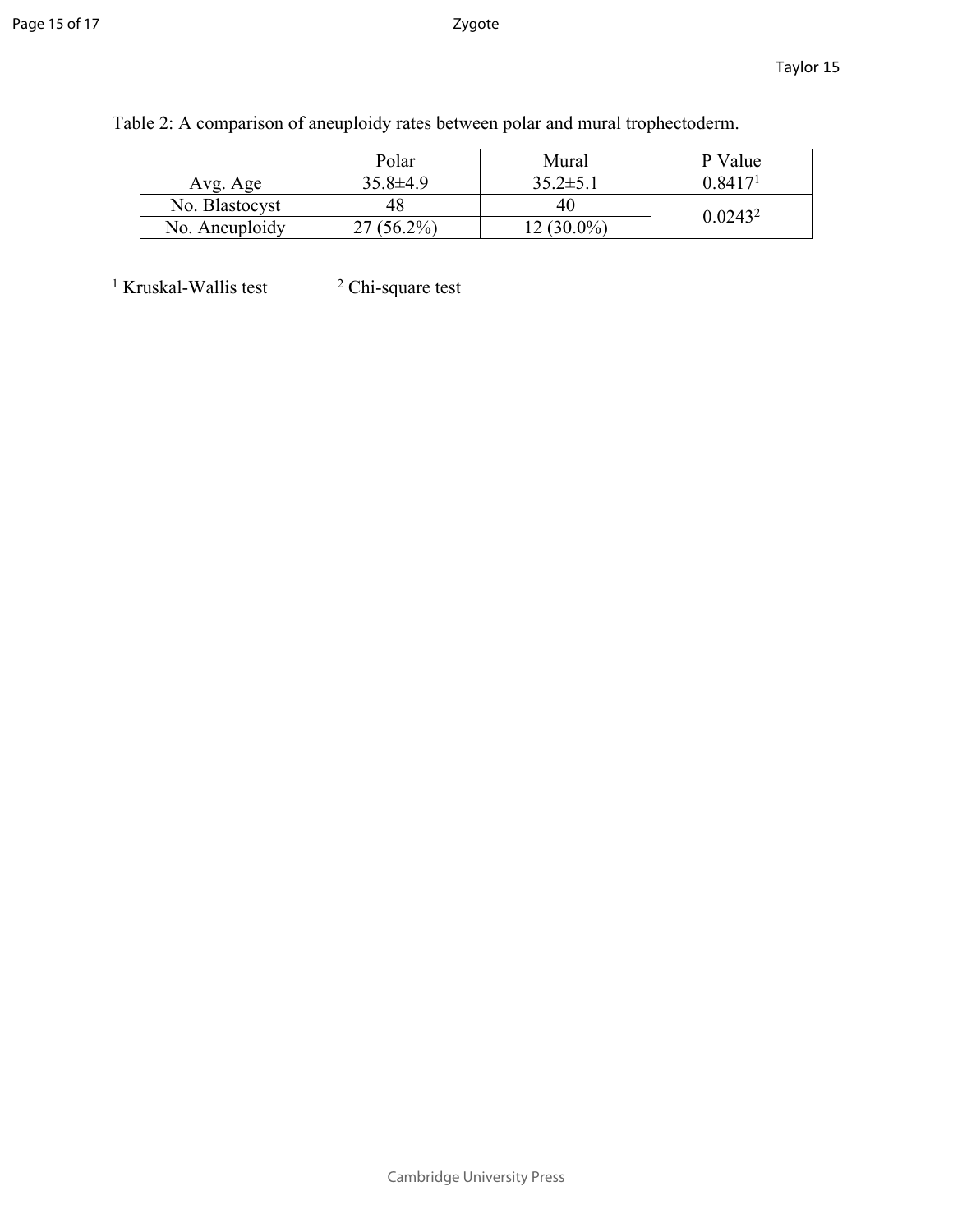Table 2: A comparison of aneuploidy rates between polar and mural trophectoderm.

| | Polar | Mural | P Value |
|---|---|---|---|
| Avg. Age | 35.8±4.9 | 35.2±5.1 | 0.8417[1] |
| No. Blastocyst | 48 | 40 | 0.0243[2] |
| No. Aneuploidy | 27 (56.2%) | 12 (30.0%) | |

[1] Kruskal-Wallis test [2] Chi-square test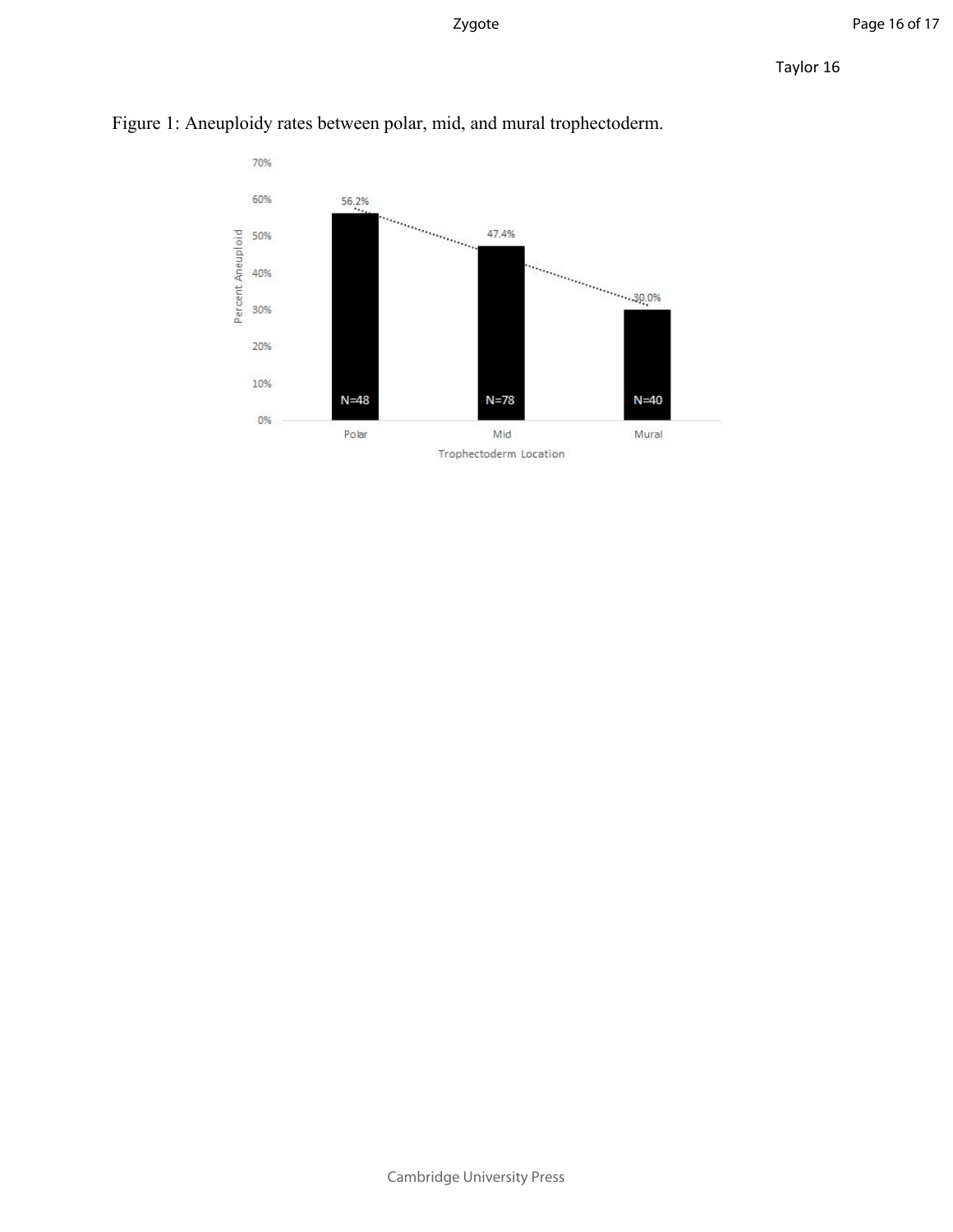Figure 1: Aneuploidy rates between polar, mid, and mural trophectoderm.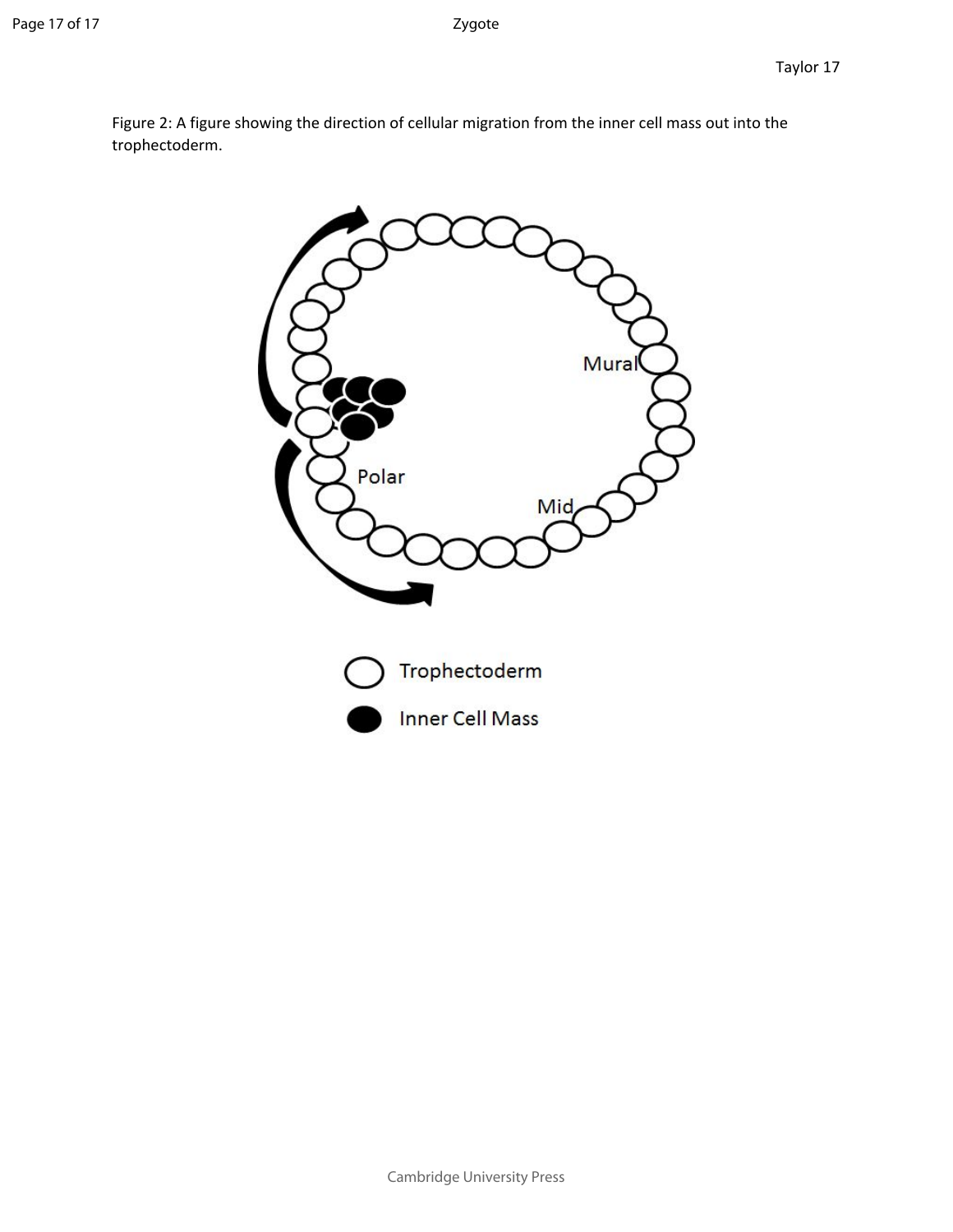Figure 2: A figure showing the direction of cellular migration from the inner cell mass out into the trophectoderm.

Mural

Polar

Mid

Trophectoderm

Inner Cell Mass